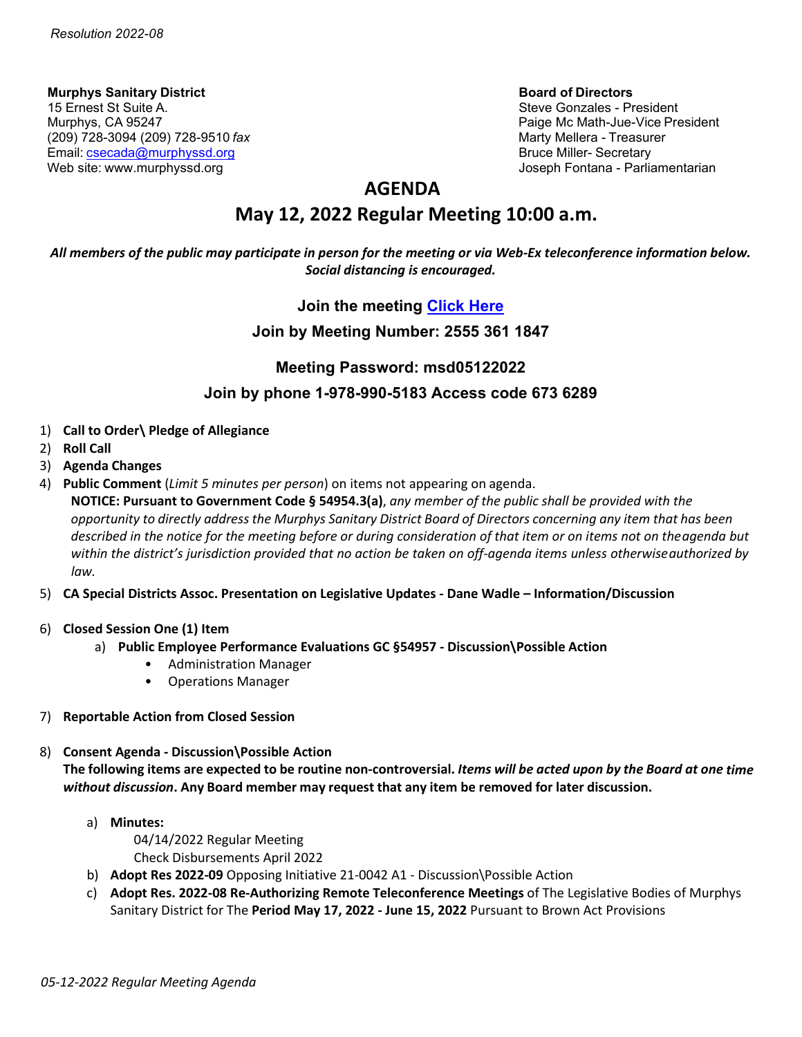*Resolution 2022-08*

**Murphys Sanitary District**
15 Ernest St Suite A.
Murphys, CA 95247
(209) 728-3094 (209) 728-9510 *fax*
Email: csecada@murphyssd.org
Web site: www.murphyssd.org

**Board of Directors**
Steve Gonzales - President
Paige Mc Math-Jue-Vice President
Marty Mellera - Treasurer
Bruce Miller- Secretary
Joseph Fontana - Parliamentarian

# AGENDA

## May 12, 2022 Regular Meeting 10:00 a.m.

***All members of the public may participate in person for the meeting or via Web-Ex teleconference information below. Social distancing is encouraged.***

**Join the meeting Click Here**

**Join by Meeting Number: 2555 361 1847**

**Meeting Password: msd05122022**

**Join by phone 1-978-990-5183 Access code 673 6289**

1) **Call to Order\ Pledge of Allegiance**
2) **Roll Call**
3) **Agenda Changes**
4) **Public Comment** (*Limit 5 minutes per person*) on items not appearing on agenda.
   **NOTICE: Pursuant to Government Code § 54954.3(a)**, *any member of the public shall be provided with the opportunity to directly address the Murphys Sanitary District Board of Directors concerning any item that has been described in the notice for the meeting before or during consideration of that item or on items not on the agenda but within the district's jurisdiction provided that no action be taken on off-agenda items unless otherwise authorized by law.*
5) **CA Special Districts Assoc. Presentation on Legislative Updates - Dane Wadle – Information/Discussion**
6) **Closed Session One (1) Item**
   a) **Public Employee Performance Evaluations GC §54957 - Discussion\Possible Action**
      - Administration Manager
      - Operations Manager
7) **Reportable Action from Closed Session**
8) **Consent Agenda - Discussion\Possible Action**
   **The following items are expected to be routine non-controversial. *Items will be acted upon by the Board at one time without discussion*. Any Board member may request that any item be removed for later discussion.**
   a) **Minutes:**
      04/14/2022 Regular Meeting
      Check Disbursements April 2022
   b) **Adopt Res 2022-09** Opposing Initiative 21-0042 A1 - Discussion\Possible Action
   c) **Adopt Res. 2022-08 Re-Authorizing Remote Teleconference Meetings** of The Legislative Bodies of Murphys Sanitary District for The **Period May 17, 2022 - June 15, 2022** Pursuant to Brown Act Provisions

*05-12-2022 Regular Meeting Agenda*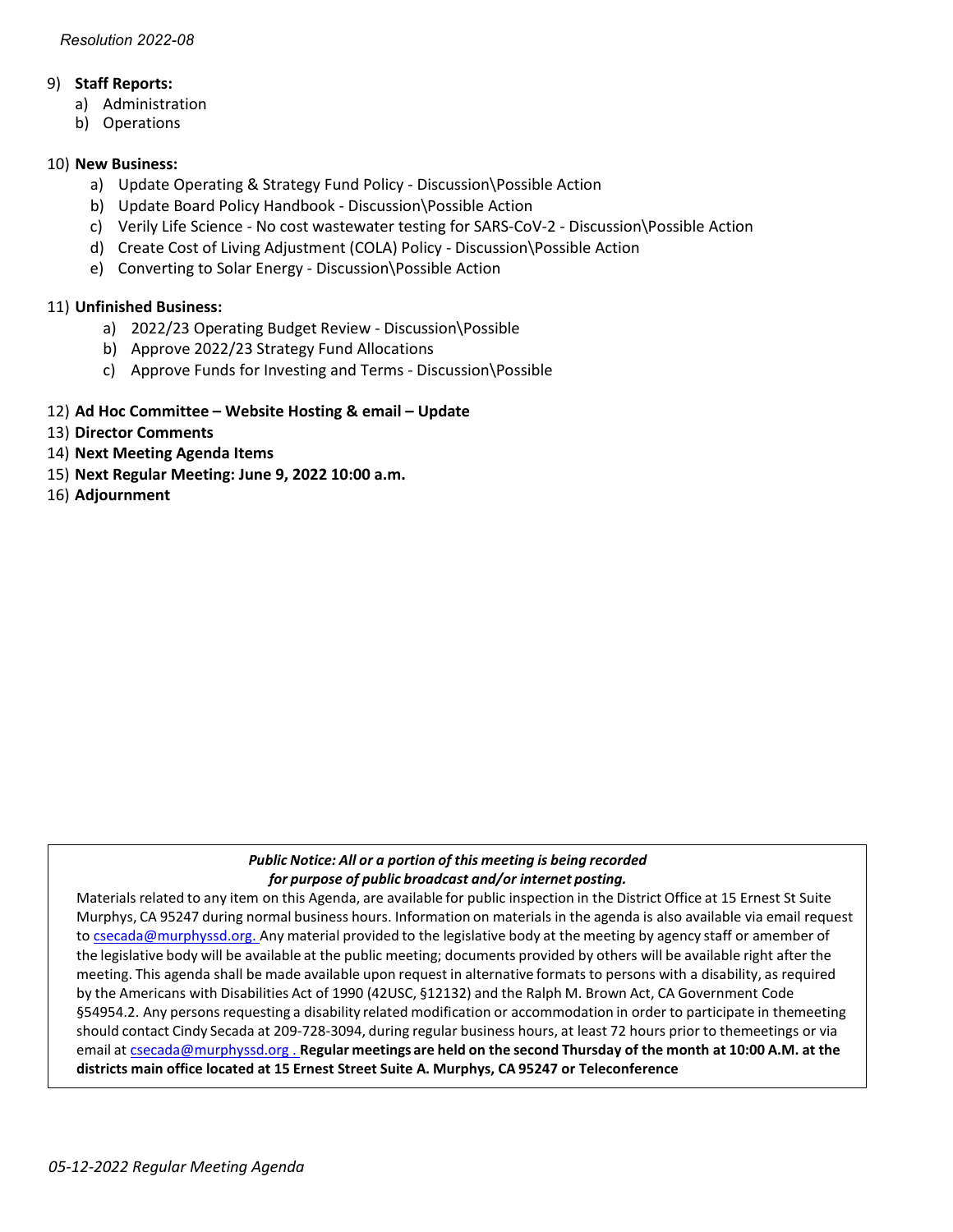9) **Staff Reports:**
   a) Administration
   b) Operations

10) **New Business:**
   a) Update Operating & Strategy Fund Policy - Discussion\Possible Action
   b) Update Board Policy Handbook - Discussion\Possible Action
   c) Verily Life Science - No cost wastewater testing for SARS-CoV-2 - Discussion\Possible Action
   d) Create Cost of Living Adjustment (COLA) Policy - Discussion\Possible Action
   e) Converting to Solar Energy - Discussion\Possible Action

11) **Unfinished Business:**
   a) 2022/23 Operating Budget Review - Discussion\Possible
   b) Approve 2022/23 Strategy Fund Allocations
   c) Approve Funds for Investing and Terms - Discussion\Possible

12) **Ad Hoc Committee – Website Hosting & email – Update**
13) **Director Comments**
14) **Next Meeting Agenda Items**
15) **Next Regular Meeting: June 9, 2022 10:00 a.m.**
16) **Adjournment**

***Public Notice: All or a portion of this meeting is being recorded for purpose of public broadcast and/or internet posting.***

Materials related to any item on this Agenda, are available for public inspection in the District Office at 15 Ernest St Suite Murphys, CA 95247 during normal business hours. Information on materials in the agenda is also available via email request to csecada@murphyssd.org. Any material provided to the legislative body at the meeting by agency staff or amember of the legislative body will be available at the public meeting; documents provided by others will be available right after the meeting. This agenda shall be made available upon request in alternative formats to persons with a disability, as required by the Americans with Disabilities Act of 1990 (42USC, §12132) and the Ralph M. Brown Act, CA Government Code §54954.2. Any persons requesting a disability related modification or accommodation in order to participate in themeeting should contact Cindy Secada at 209-728-3094, during regular business hours, at least 72 hours prior to themeetings or via email at csecada@murphyssd.org . **Regular meetings are held on the second Thursday of the month at 10:00 A.M. at the districts main office located at 15 Ernest Street Suite A. Murphys, CA 95247 or Teleconference**